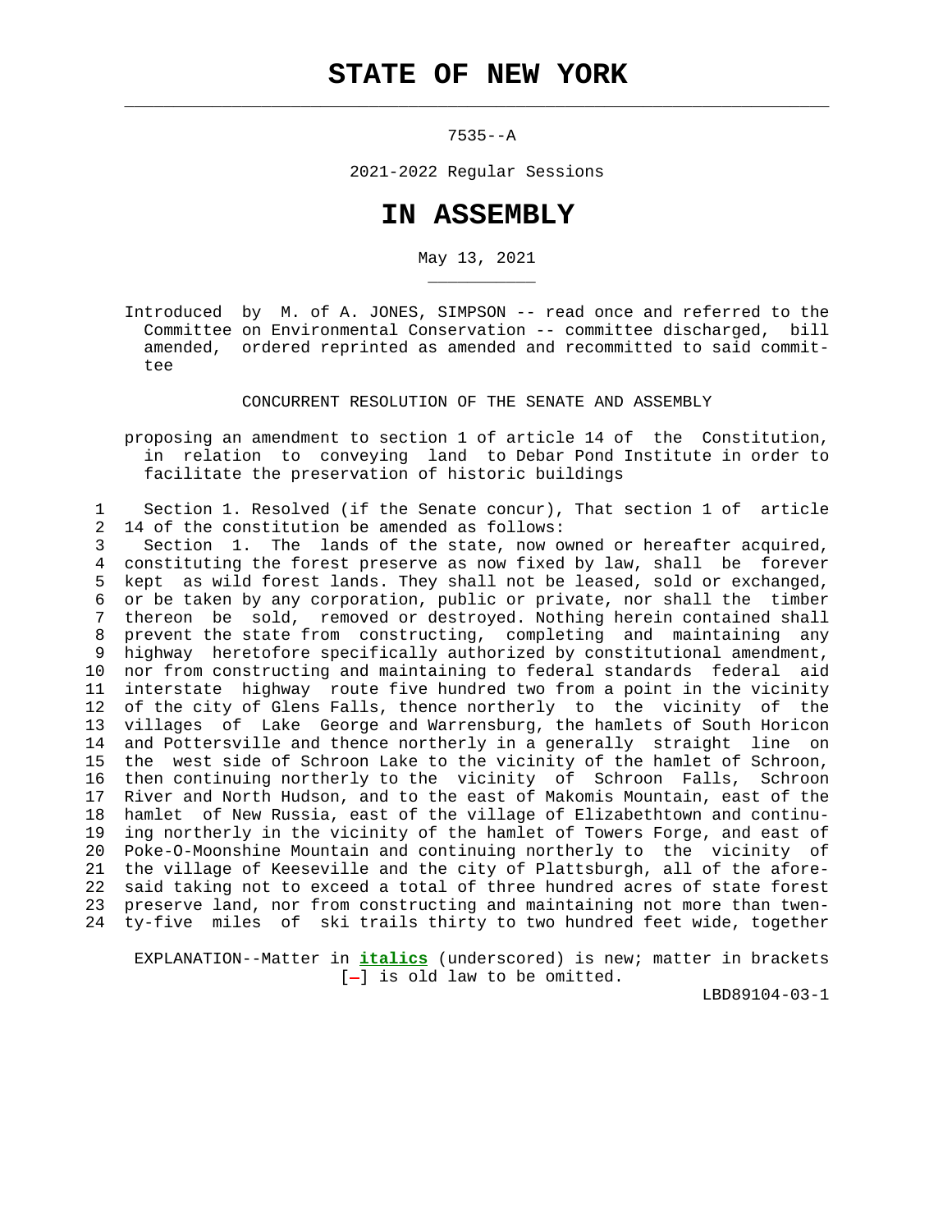# STATE OF NEW YORK

7535--A

2021-2022 Regular Sessions

# IN ASSEMBLY

May 13, 2021

Introduced by M. of A. JONES, SIMPSON -- read once and referred to the Committee on Environmental Conservation -- committee discharged, bill amended, ordered reprinted as amended and recommitted to said committee

CONCURRENT RESOLUTION OF THE SENATE AND ASSEMBLY

proposing an amendment to section 1 of article 14 of the Constitution, in relation to conveying land to Debar Pond Institute in order to facilitate the preservation of historic buildings

1 Section 1. Resolved (if the Senate concur), That section 1 of article
2 14 of the constitution be amended as follows:
3 Section 1. The lands of the state, now owned or hereafter acquired,
4 constituting the forest preserve as now fixed by law, shall be forever
5 kept as wild forest lands. They shall not be leased, sold or exchanged,
6 or be taken by any corporation, public or private, nor shall the timber
7 thereon be sold, removed or destroyed. Nothing herein contained shall
8 prevent the state from constructing, completing and maintaining any
9 highway heretofore specifically authorized by constitutional amendment,
10 nor from constructing and maintaining to federal standards federal aid
11 interstate highway route five hundred two from a point in the vicinity
12 of the city of Glens Falls, thence northerly to the vicinity of the
13 villages of Lake George and Warrensburg, the hamlets of South Horicon
14 and Pottersville and thence northerly in a generally straight line on
15 the west side of Schroon Lake to the vicinity of the hamlet of Schroon,
16 then continuing northerly to the vicinity of Schroon Falls, Schroon
17 River and North Hudson, and to the east of Makomis Mountain, east of the
18 hamlet of New Russia, east of the village of Elizabethtown and continu-
19 ing northerly in the vicinity of the hamlet of Towers Forge, and east of
20 Poke-O-Moonshine Mountain and continuing northerly to the vicinity of
21 the village of Keeseville and the city of Plattsburgh, all of the afore-
22 said taking not to exceed a total of three hundred acres of state forest
23 preserve land, nor from constructing and maintaining not more than twen-
24 ty-five miles of ski trails thirty to two hundred feet wide, together

EXPLANATION--Matter in ***italics*** (underscored) is new; matter in brackets [-] is old law to be omitted.

LBD89104-03-1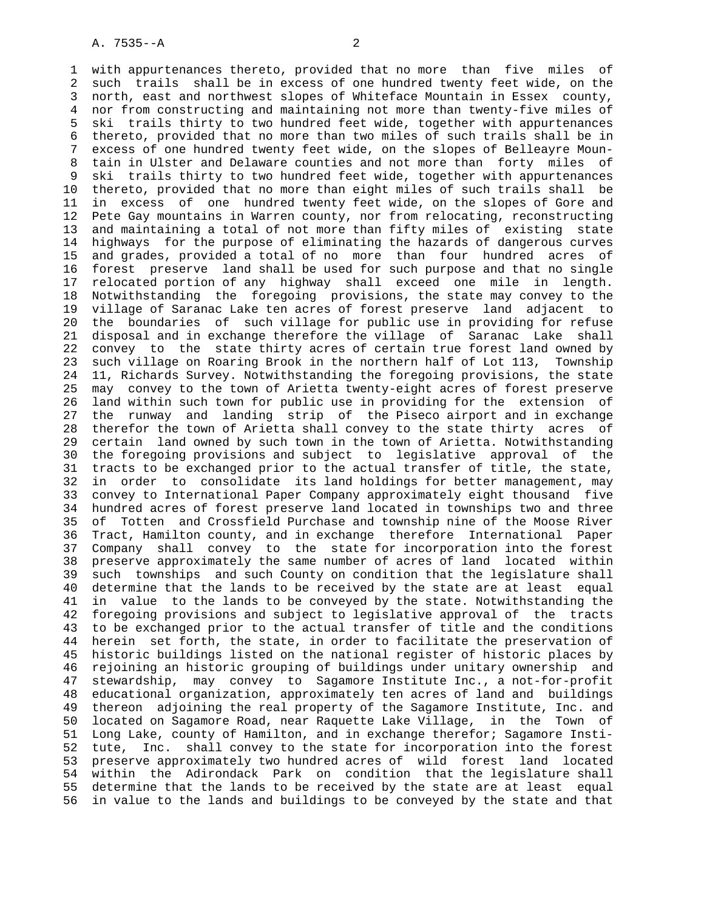with appurtenances thereto, provided that no more than five miles of such trails shall be in excess of one hundred twenty feet wide, on the north, east and northwest slopes of Whiteface Mountain in Essex county, nor from constructing and maintaining not more than twenty-five miles of ski trails thirty to two hundred feet wide, together with appurtenances thereto, provided that no more than two miles of such trails shall be in excess of one hundred twenty feet wide, on the slopes of Belleayre Mountain in Ulster and Delaware counties and not more than forty miles of ski trails thirty to two hundred feet wide, together with appurtenances thereto, provided that no more than eight miles of such trails shall be in excess of one hundred twenty feet wide, on the slopes of Gore and Pete Gay mountains in Warren county, nor from relocating, reconstructing and maintaining a total of not more than fifty miles of existing state highways for the purpose of eliminating the hazards of dangerous curves and grades, provided a total of no more than four hundred acres of forest preserve land shall be used for such purpose and that no single relocated portion of any highway shall exceed one mile in length. Notwithstanding the foregoing provisions, the state may convey to the village of Saranac Lake ten acres of forest preserve land adjacent to the boundaries of such village for public use in providing for refuse disposal and in exchange therefore the village of Saranac Lake shall convey to the state thirty acres of certain true forest land owned by such village on Roaring Brook in the northern half of Lot 113, Township 11, Richards Survey. Notwithstanding the foregoing provisions, the state may convey to the town of Arietta twenty-eight acres of forest preserve land within such town for public use in providing for the extension of the runway and landing strip of the Piseco airport and in exchange therefor the town of Arietta shall convey to the state thirty acres of certain land owned by such town in the town of Arietta. Notwithstanding the foregoing provisions and subject to legislative approval of the tracts to be exchanged prior to the actual transfer of title, the state, in order to consolidate its land holdings for better management, may convey to International Paper Company approximately eight thousand five hundred acres of forest preserve land located in townships two and three of Totten and Crossfield Purchase and township nine of the Moose River Tract, Hamilton county, and in exchange therefore International Paper Company shall convey to the state for incorporation into the forest preserve approximately the same number of acres of land located within such townships and such County on condition that the legislature shall determine that the lands to be received by the state are at least equal in value to the lands to be conveyed by the state. Notwithstanding the foregoing provisions and subject to legislative approval of the tracts to be exchanged prior to the actual transfer of title and the conditions herein set forth, the state, in order to facilitate the preservation of historic buildings listed on the national register of historic places by rejoining an historic grouping of buildings under unitary ownership and stewardship, may convey to Sagamore Institute Inc., a not-for-profit educational organization, approximately ten acres of land and buildings thereon adjoining the real property of the Sagamore Institute, Inc. and located on Sagamore Road, near Raquette Lake Village, in the Town of Long Lake, county of Hamilton, and in exchange therefor; Sagamore Institute, Inc. shall convey to the state for incorporation into the forest preserve approximately two hundred acres of wild forest land located within the Adirondack Park on condition that the legislature shall determine that the lands to be received by the state are at least equal in value to the lands and buildings to be conveyed by the state and that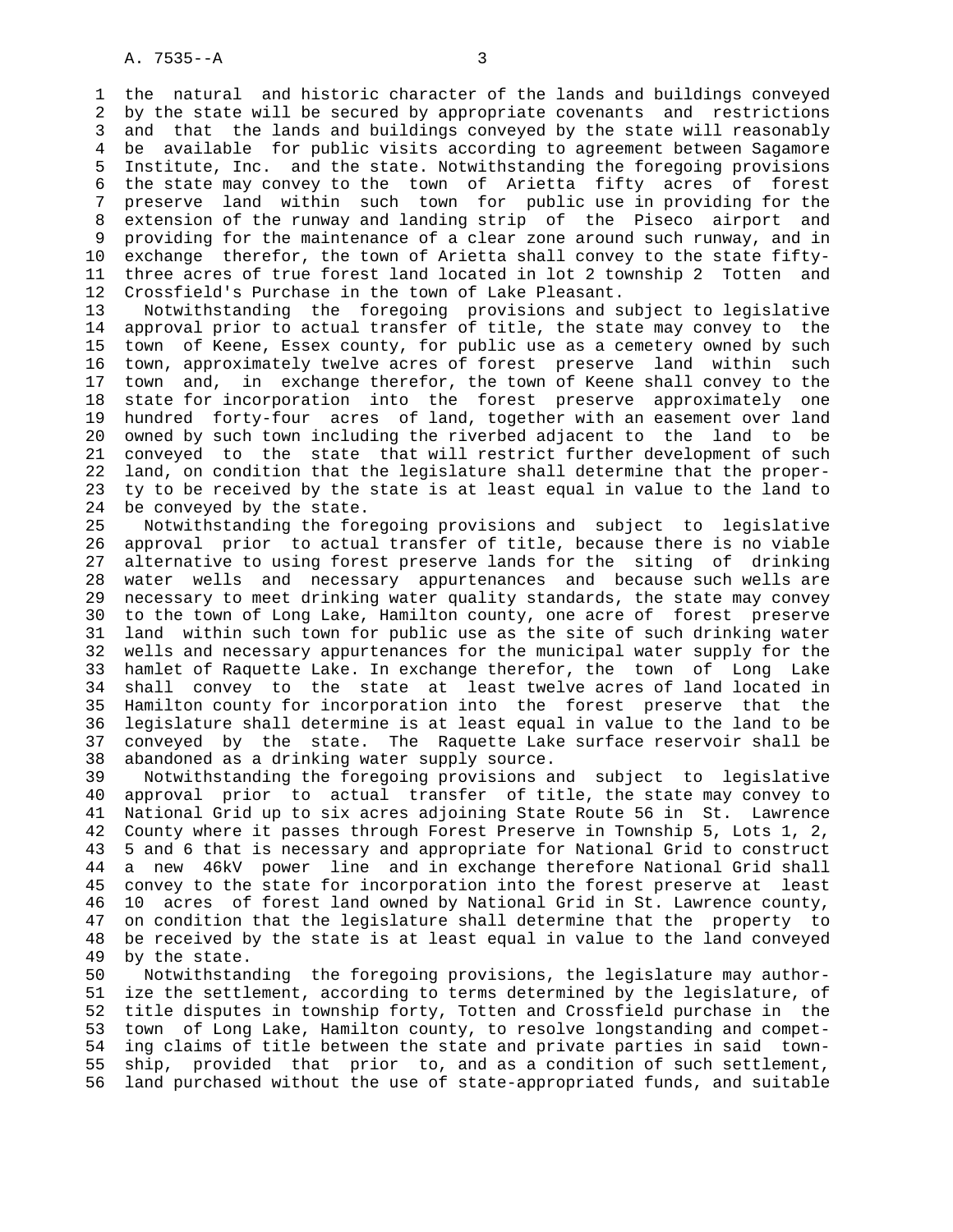the natural and historic character of the lands and buildings conveyed by the state will be secured by appropriate covenants and restrictions and that the lands and buildings conveyed by the state will reasonably be available for public visits according to agreement between Sagamore Institute, Inc. and the state. Notwithstanding the foregoing provisions the state may convey to the town of Arietta fifty acres of forest preserve land within such town for public use in providing for the extension of the runway and landing strip of the Piseco airport and providing for the maintenance of a clear zone around such runway, and in exchange therefor, the town of Arietta shall convey to the state fifty-three acres of true forest land located in lot 2 township 2 Totten and Crossfield's Purchase in the town of Lake Pleasant.

Notwithstanding the foregoing provisions and subject to legislative approval prior to actual transfer of title, the state may convey to the town of Keene, Essex county, for public use as a cemetery owned by such town, approximately twelve acres of forest preserve land within such town and, in exchange therefor, the town of Keene shall convey to the state for incorporation into the forest preserve approximately one hundred forty-four acres of land, together with an easement over land owned by such town including the riverbed adjacent to the land to be conveyed to the state that will restrict further development of such land, on condition that the legislature shall determine that the property to be received by the state is at least equal in value to the land to be conveyed by the state.

Notwithstanding the foregoing provisions and subject to legislative approval prior to actual transfer of title, because there is no viable alternative to using forest preserve lands for the siting of drinking water wells and necessary appurtenances and because such wells are necessary to meet drinking water quality standards, the state may convey to the town of Long Lake, Hamilton county, one acre of forest preserve land within such town for public use as the site of such drinking water wells and necessary appurtenances for the municipal water supply for the hamlet of Raquette Lake. In exchange therefor, the town of Long Lake shall convey to the state at least twelve acres of land located in Hamilton county for incorporation into the forest preserve that the legislature shall determine is at least equal in value to the land to be conveyed by the state. The Raquette Lake surface reservoir shall be abandoned as a drinking water supply source.

Notwithstanding the foregoing provisions and subject to legislative approval prior to actual transfer of title, the state may convey to National Grid up to six acres adjoining State Route 56 in St. Lawrence County where it passes through Forest Preserve in Township 5, Lots 1, 2, 5 and 6 that is necessary and appropriate for National Grid to construct a new 46kV power line and in exchange therefore National Grid shall convey to the state for incorporation into the forest preserve at least 10 acres of forest land owned by National Grid in St. Lawrence county, on condition that the legislature shall determine that the property to be received by the state is at least equal in value to the land conveyed by the state.

Notwithstanding the foregoing provisions, the legislature may authorize the settlement, according to terms determined by the legislature, of title disputes in township forty, Totten and Crossfield purchase in the town of Long Lake, Hamilton county, to resolve longstanding and competing claims of title between the state and private parties in said township, provided that prior to, and as a condition of such settlement, land purchased without the use of state-appropriated funds, and suitable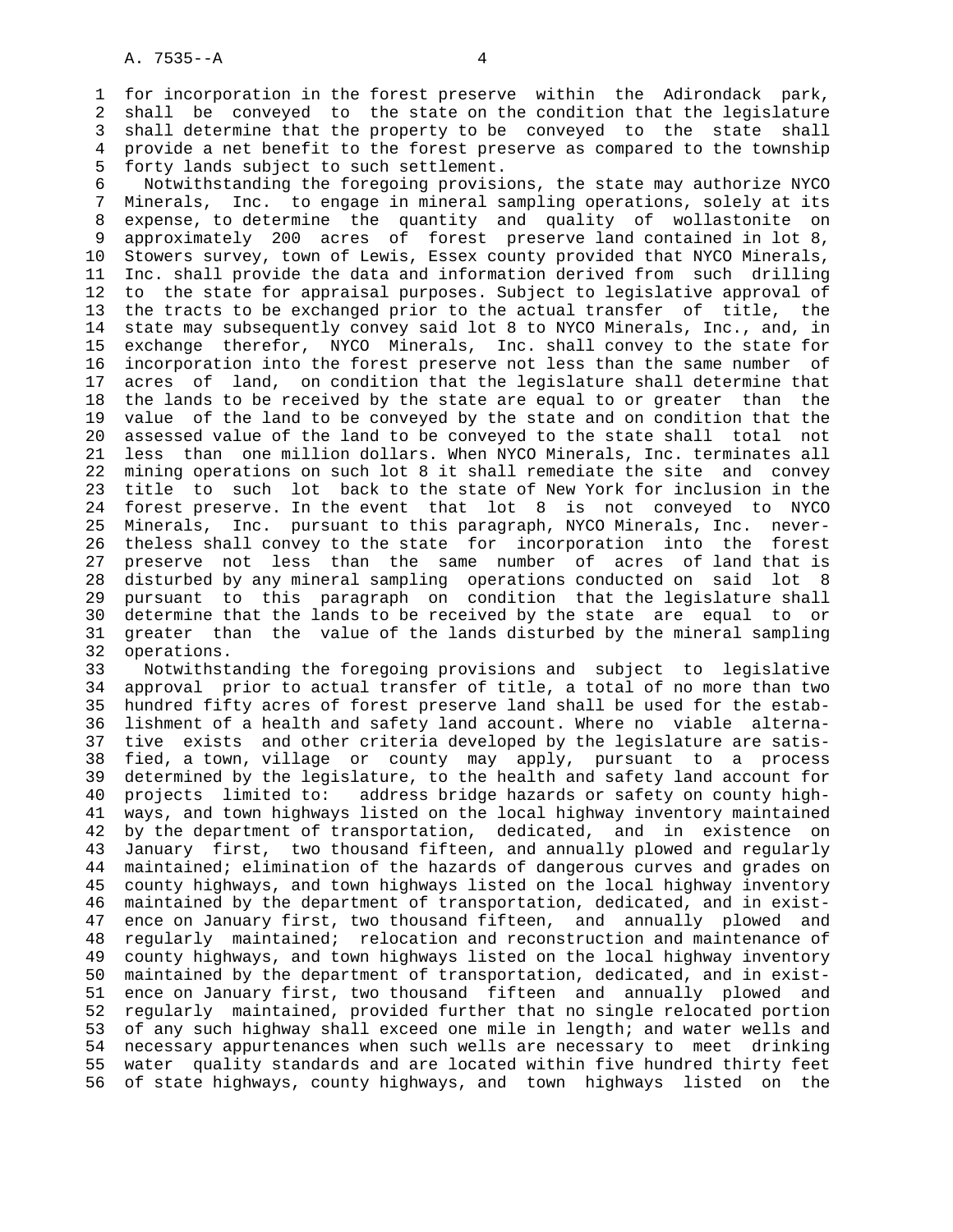for incorporation in the forest preserve within the Adirondack park, shall be conveyed to the state on the condition that the legislature shall determine that the property to be conveyed to the state shall provide a net benefit to the forest preserve as compared to the township forty lands subject to such settlement.

Notwithstanding the foregoing provisions, the state may authorize NYCO Minerals, Inc. to engage in mineral sampling operations, solely at its expense, to determine the quantity and quality of wollastonite on approximately 200 acres of forest preserve land contained in lot 8, Stowers survey, town of Lewis, Essex county provided that NYCO Minerals, Inc. shall provide the data and information derived from such drilling to the state for appraisal purposes. Subject to legislative approval of the tracts to be exchanged prior to the actual transfer of title, the state may subsequently convey said lot 8 to NYCO Minerals, Inc., and, in exchange therefor, NYCO Minerals, Inc. shall convey to the state for incorporation into the forest preserve not less than the same number of acres of land, on condition that the legislature shall determine that the lands to be received by the state are equal to or greater than the value of the land to be conveyed by the state and on condition that the assessed value of the land to be conveyed to the state shall total not less than one million dollars. When NYCO Minerals, Inc. terminates all mining operations on such lot 8 it shall remediate the site and convey title to such lot back to the state of New York for inclusion in the forest preserve. In the event that lot 8 is not conveyed to NYCO Minerals, Inc. pursuant to this paragraph, NYCO Minerals, Inc. nevertheless shall convey to the state for incorporation into the forest preserve not less than the same number of acres of land that is disturbed by any mineral sampling operations conducted on said lot 8 pursuant to this paragraph on condition that the legislature shall determine that the lands to be received by the state are equal to or greater than the value of the lands disturbed by the mineral sampling operations.

Notwithstanding the foregoing provisions and subject to legislative approval prior to actual transfer of title, a total of no more than two hundred fifty acres of forest preserve land shall be used for the establishment of a health and safety land account. Where no viable alternative exists and other criteria developed by the legislature are satisfied, a town, village or county may apply, pursuant to a process determined by the legislature, to the health and safety land account for projects limited to: address bridge hazards or safety on county highways, and town highways listed on the local highway inventory maintained by the department of transportation, dedicated, and in existence on January first, two thousand fifteen, and annually plowed and regularly maintained; elimination of the hazards of dangerous curves and grades on county highways, and town highways listed on the local highway inventory maintained by the department of transportation, dedicated, and in existence on January first, two thousand fifteen, and annually plowed and regularly maintained; relocation and reconstruction and maintenance of county highways, and town highways listed on the local highway inventory maintained by the department of transportation, dedicated, and in existence on January first, two thousand fifteen and annually plowed and regularly maintained, provided further that no single relocated portion of any such highway shall exceed one mile in length; and water wells and necessary appurtenances when such wells are necessary to meet drinking water quality standards and are located within five hundred thirty feet of state highways, county highways, and town highways listed on the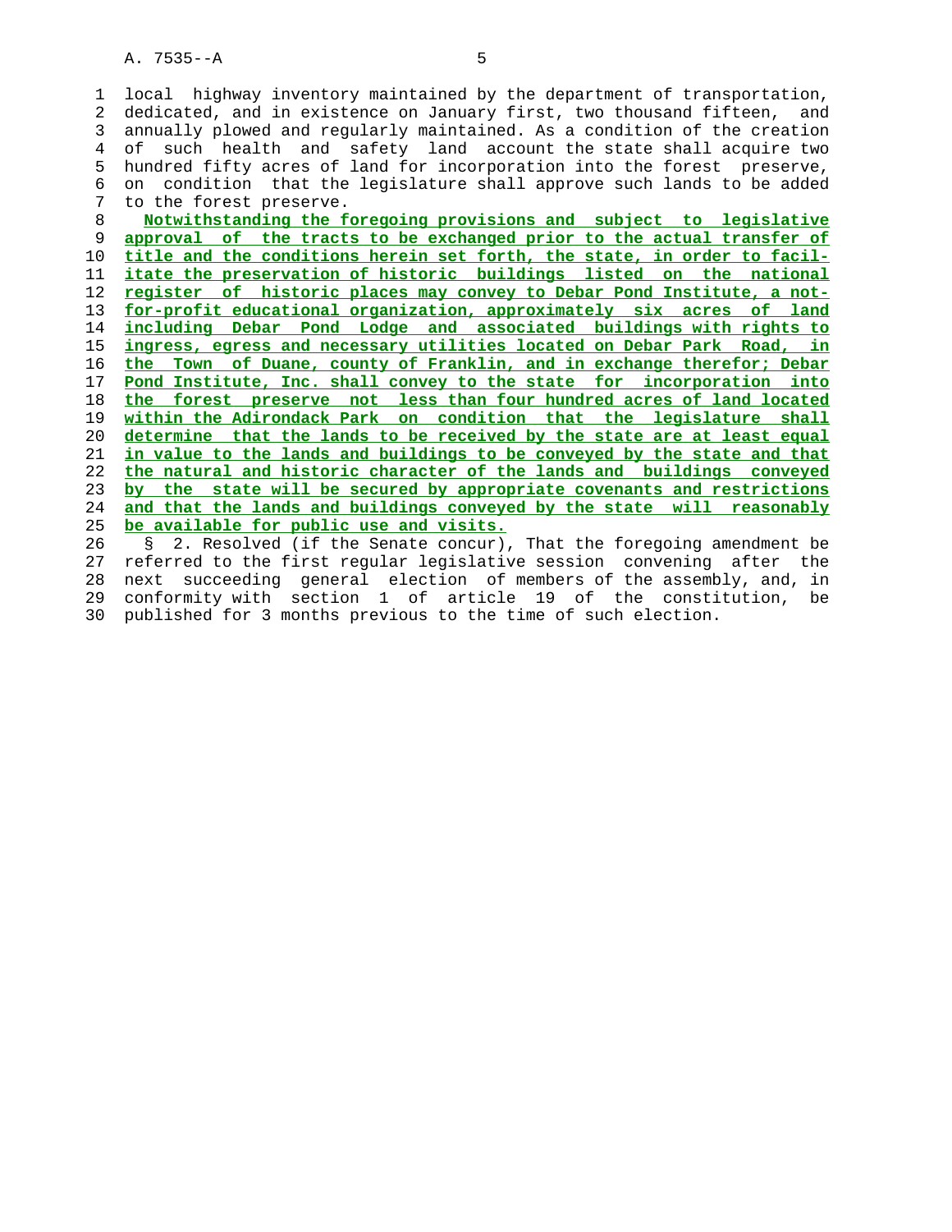local highway inventory maintained by the department of transportation, dedicated, and in existence on January first, two thousand fifteen, and annually plowed and regularly maintained. As a condition of the creation of such health and safety land account the state shall acquire two hundred fifty acres of land for incorporation into the forest preserve, on condition that the legislature shall approve such lands to be added to the forest preserve.

Notwithstanding the foregoing provisions and subject to legislative approval of the tracts to be exchanged prior to the actual transfer of title and the conditions herein set forth, the state, in order to facilitate the preservation of historic buildings listed on the national register of historic places may convey to Debar Pond Institute, a not-for-profit educational organization, approximately six acres of land including Debar Pond Lodge and associated buildings with rights to ingress, egress and necessary utilities located on Debar Park Road, in the Town of Duane, county of Franklin, and in exchange therefor; Debar Pond Institute, Inc. shall convey to the state for incorporation into the forest preserve not less than four hundred acres of land located within the Adirondack Park on condition that the legislature shall determine that the lands to be received by the state are at least equal in value to the lands and buildings to be conveyed by the state and that the natural and historic character of the lands and buildings conveyed by the state will be secured by appropriate covenants and restrictions and that the lands and buildings conveyed by the state will reasonably be available for public use and visits.

§ 2. Resolved (if the Senate concur), That the foregoing amendment be referred to the first regular legislative session convening after the next succeeding general election of members of the assembly, and, in conformity with section 1 of article 19 of the constitution, be published for 3 months previous to the time of such election.